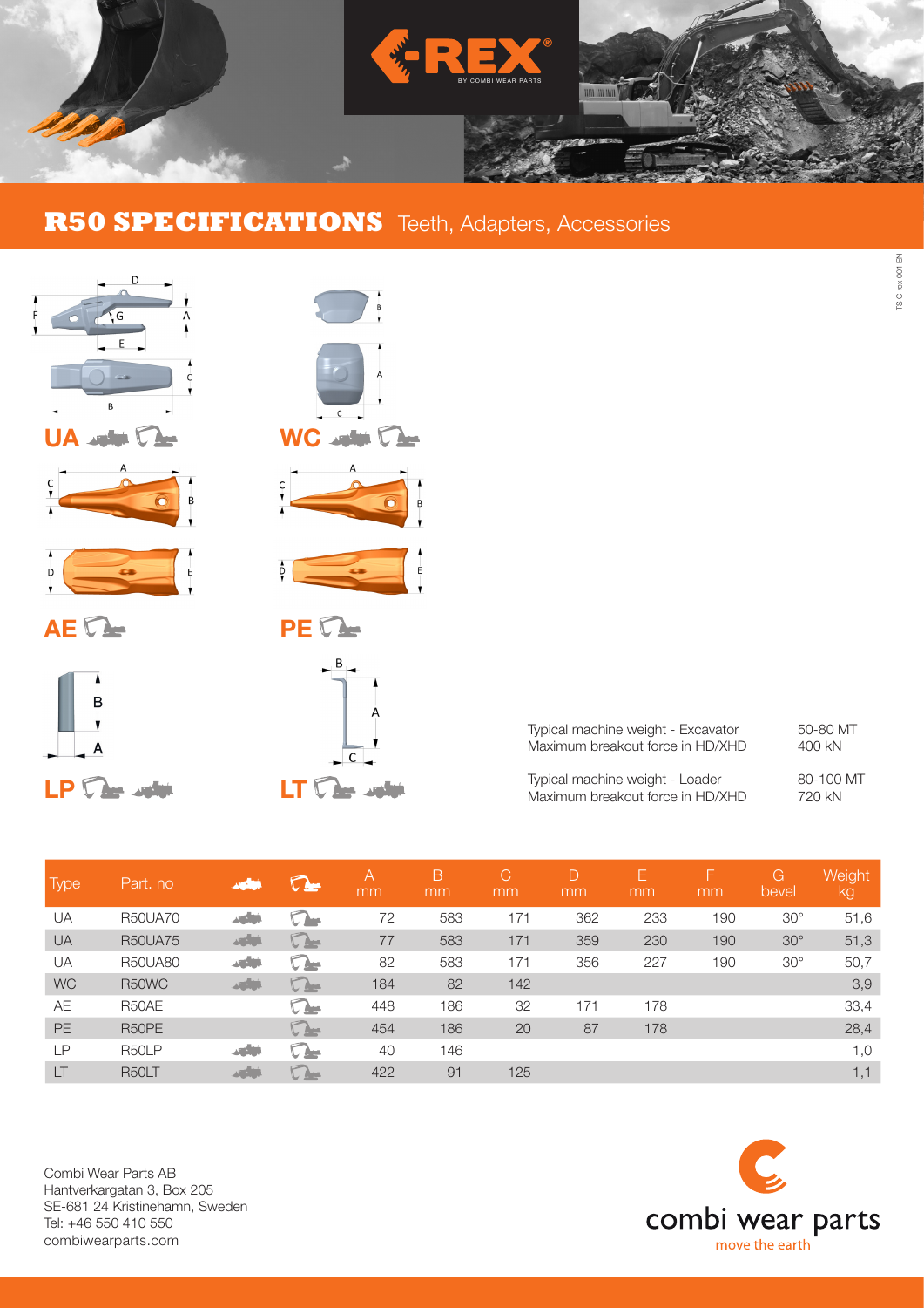# R50 SPECIFICATIONS Teeth, Adapters, Accessories

**UA** **WC** **AE** **PE** **LP** **LT**

| | |
|---|---|
| Typical machine weight - Excavator | 50-80 MT |
| Maximum breakout force in HD/XHD | 400 kN |
| Typical machine weight - Loader | 80-100 MT |
| Maximum breakout force in HD/XHD | 720 kN |

| Type | Part. no | Loader | Excavator | A mm | B mm | C mm | D mm | E mm | F mm | G bevel | Weight kg |
|---|---|---|---|---|---|---|---|---|---|---|---|
| UA | R50UA70 | ✓ | ✓ | 72 | 583 | 171 | 362 | 233 | 190 | 30° | 51,6 |
| UA | R50UA75 | ✓ | ✓ | 77 | 583 | 171 | 359 | 230 | 190 | 30° | 51,3 |
| UA | R50UA80 | ✓ | ✓ | 82 | 583 | 171 | 356 | 227 | 190 | 30° | 50,7 |
| WC | R50WC | ✓ | ✓ | 184 | 82 | 142 | | | | | 3,9 |
| AE | R50AE | | ✓ | 448 | 186 | 32 | 171 | 178 | | | 33,4 |
| PE | R50PE | | ✓ | 454 | 186 | 20 | 87 | 178 | | | 28,4 |
| LP | R50LP | ✓ | ✓ | 40 | 146 | | | | | | 1,0 |
| LT | R50LT | ✓ | ✓ | 422 | 91 | 125 | | | | | 1,1 |

Combi Wear Parts AB
Hantverkargatan 3, Box 205
SE-681 24 Kristinehamn, Sweden
Tel: +46 550 410 550
combiwearparts.com

combi wear parts
move the earth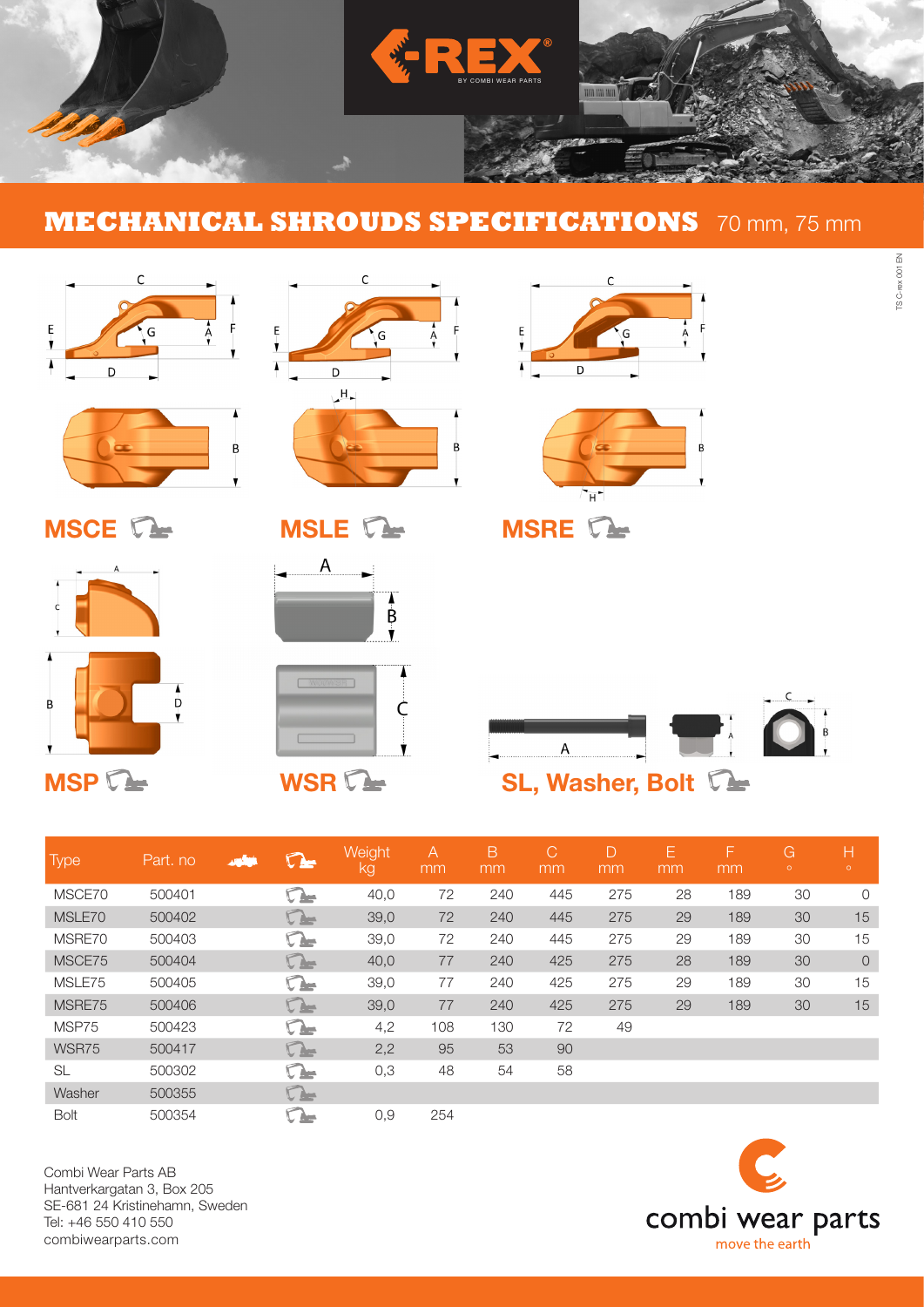# MECHANICAL SHROUDS SPECIFICATIONS 70 mm, 75 mm

MSCE

MSLE

MSRE

MSP

WSR

SL, Washer, Bolt

| Type | Part. no | | | Weight kg | A mm | B mm | C mm | D mm | E mm | F mm | G ° | H ° |
|---|---|---|---|---|---|---|---|---|---|---|---|---|
| MSCE70 | 500401 | | | 40,0 | 72 | 240 | 445 | 275 | 28 | 189 | 30 | 0 |
| MSLE70 | 500402 | | | 39,0 | 72 | 240 | 445 | 275 | 29 | 189 | 30 | 15 |
| MSRE70 | 500403 | | | 39,0 | 72 | 240 | 445 | 275 | 29 | 189 | 30 | 15 |
| MSCE75 | 500404 | | | 40,0 | 77 | 240 | 425 | 275 | 28 | 189 | 30 | 0 |
| MSLE75 | 500405 | | | 39,0 | 77 | 240 | 425 | 275 | 29 | 189 | 30 | 15 |
| MSRE75 | 500406 | | | 39,0 | 77 | 240 | 425 | 275 | 29 | 189 | 30 | 15 |
| MSP75 | 500423 | | | 4,2 | 108 | 130 | 72 | 49 | | | | |
| WSR75 | 500417 | | | 2,2 | 95 | 53 | 90 | | | | | |
| SL | 500302 | | | 0,3 | 48 | 54 | 58 | | | | | |
| Washer | 500355 | | | | | | | | | | | |
| Bolt | 500354 | | | 0,9 | 254 | | | | | | | |

Combi Wear Parts AB
Hantverkargatan 3, Box 205
SE-681 24 Kristinehamn, Sweden
Tel: +46 550 410 550
combiwearparts.com

combi wear parts
move the earth